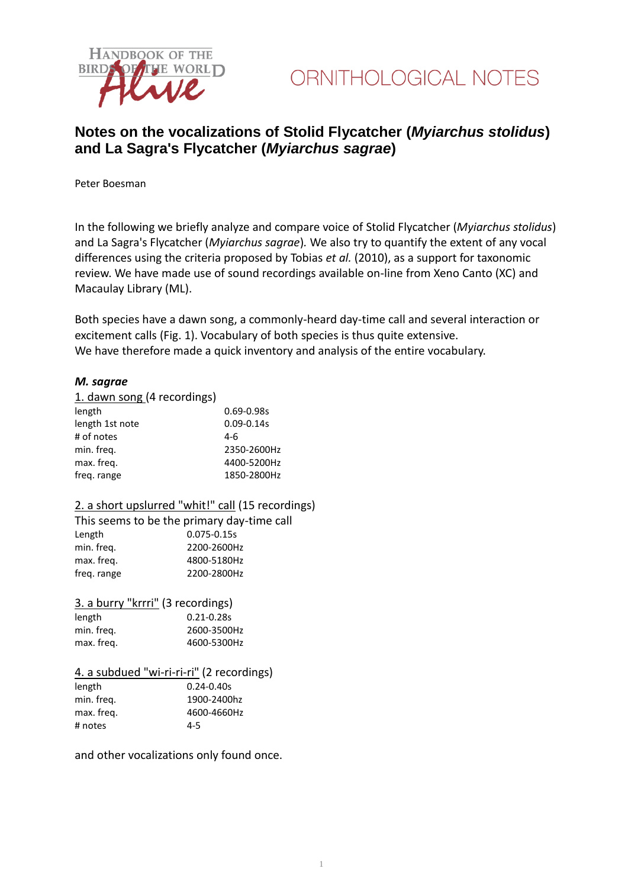# Notes on the vocalizations of Stolid Flycatcher (*Myiarchus stolidus*) and La Sagra's Flycatcher (*Myiarchus sagrae*)

Peter Boesman

In the following we briefly analyze and compare voice of Stolid Flycatcher (*Myiarchus stolidus*) and La Sagra's Flycatcher (*Myiarchus sagrae*). We also try to quantify the extent of any vocal differences using the criteria proposed by Tobias *et al.* (2010), as a support for taxonomic review. We have made use of sound recordings available on-line from Xeno Canto (XC) and Macaulay Library (ML).

Both species have a dawn song, a commonly-heard day-time call and several interaction or excitement calls (Fig. 1). Vocabulary of both species is thus quite extensive.
We have therefore made a quick inventory and analysis of the entire vocabulary.

***M. sagrae***

1. dawn song (4 recordings)

| | |
|---|---|
| length | 0.69-0.98s |
| length 1st note | 0.09-0.14s |
| # of notes | 4-6 |
| min. freq. | 2350-2600Hz |
| max. freq. | 4400-5200Hz |
| freq. range | 1850-2800Hz |

2. a short upslurred "whit!" call (15 recordings)

This seems to be the primary day-time call

| | |
|---|---|
| Length | 0.075-0.15s |
| min. freq. | 2200-2600Hz |
| max. freq. | 4800-5180Hz |
| freq. range | 2200-2800Hz |

3. a burry "krrri" (3 recordings)

| | |
|---|---|
| length | 0.21-0.28s |
| min. freq. | 2600-3500Hz |
| max. freq. | 4600-5300Hz |

4. a subdued "wi-ri-ri-ri" (2 recordings)

| | |
|---|---|
| length | 0.24-0.40s |
| min. freq. | 1900-2400hz |
| max. freq. | 4600-4660Hz |
| # notes | 4-5 |

and other vocalizations only found once.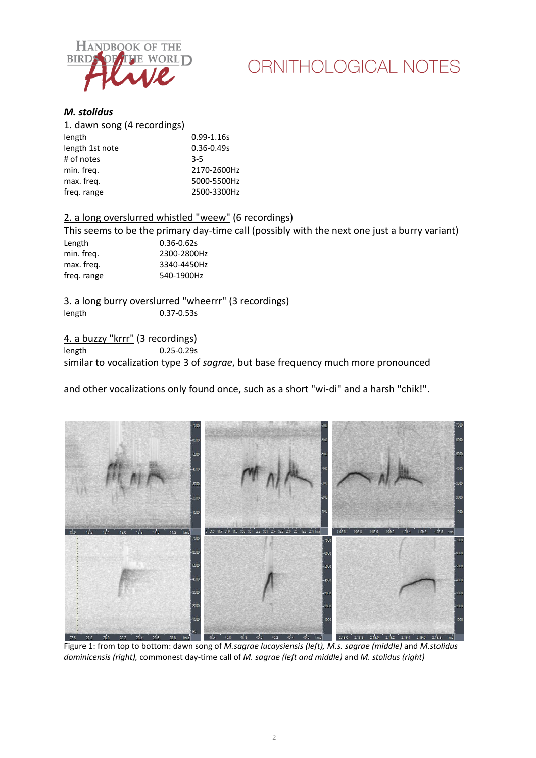***M. stolidus***

1. dawn song (4 recordings)

| | |
|---|---|
| length | 0.99-1.16s |
| length 1st note | 0.36-0.49s |
| # of notes | 3-5 |
| min. freq. | 2170-2600Hz |
| max. freq. | 5000-5500Hz |
| freq. range | 2500-3300Hz |

2. a long overslurred whistled "weew" (6 recordings)

This seems to be the primary day-time call (possibly with the next one just a burry variant)

| | |
|---|---|
| Length | 0.36-0.62s |
| min. freq. | 2300-2800Hz |
| max. freq. | 3340-4450Hz |
| freq. range | 540-1900Hz |

3. a long burry overslurred "wheerrr" (3 recordings)

| | |
|---|---|
| length | 0.37-0.53s |

4. a buzzy "krrr" (3 recordings)

| | |
|---|---|
| length | 0.25-0.29s |

similar to vocalization type 3 of *sagrae*, but base frequency much more pronounced

and other vocalizations only found once, such as a short "wi-di" and a harsh "chik!".

Figure 1: from top to bottom: dawn song of *M.sagrae lucaysiensis (left), M.s. sagrae (middle)* and *M.stolidus dominicensis (right),* commonest day-time call of *M. sagrae (left and middle)* and *M. stolidus (right)*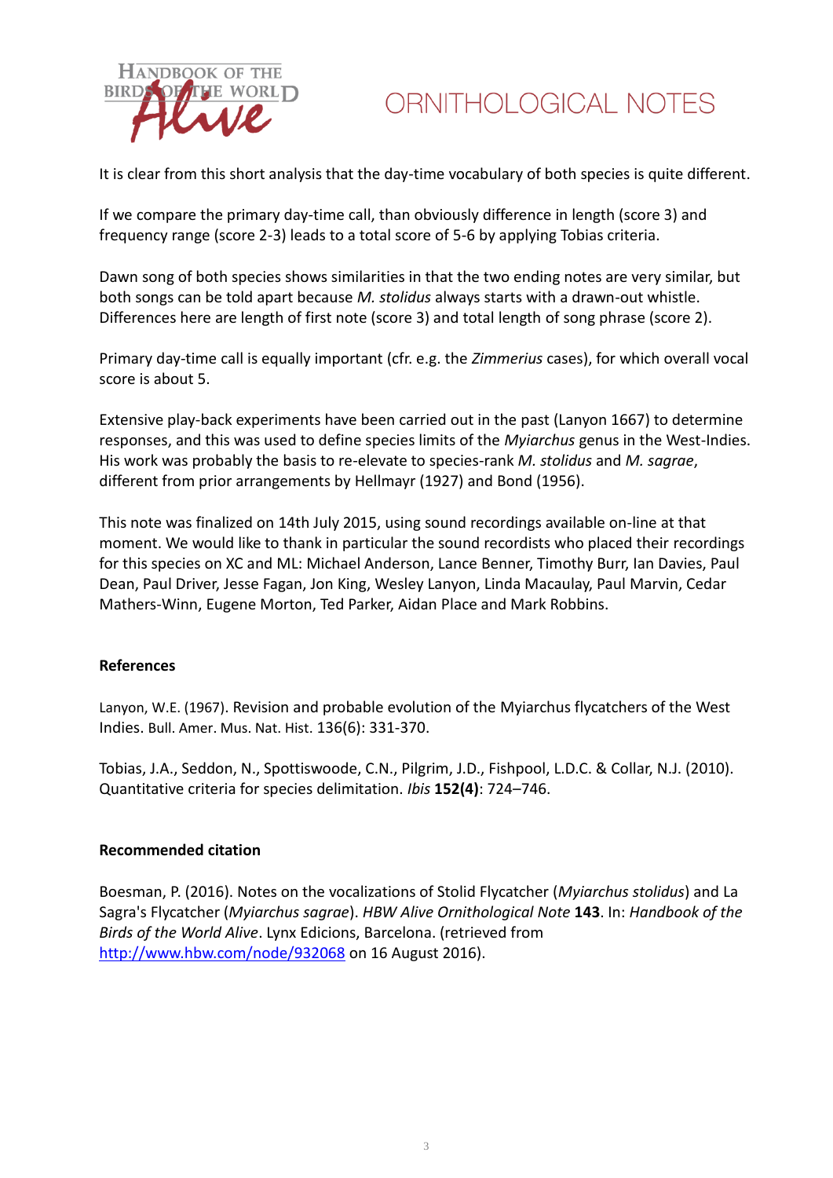It is clear from this short analysis that the day-time vocabulary of both species is quite different.

If we compare the primary day-time call, than obviously difference in length (score 3) and frequency range (score 2-3) leads to a total score of 5-6 by applying Tobias criteria.

Dawn song of both species shows similarities in that the two ending notes are very similar, but both songs can be told apart because *M. stolidus* always starts with a drawn-out whistle. Differences here are length of first note (score 3) and total length of song phrase (score 2).

Primary day-time call is equally important (cfr. e.g. the *Zimmerius* cases), for which overall vocal score is about 5.

Extensive play-back experiments have been carried out in the past (Lanyon 1667) to determine responses, and this was used to define species limits of the *Myiarchus* genus in the West-Indies. His work was probably the basis to re-elevate to species-rank *M. stolidus* and *M. sagrae*, different from prior arrangements by Hellmayr (1927) and Bond (1956).

This note was finalized on 14th July 2015, using sound recordings available on-line at that moment. We would like to thank in particular the sound recordists who placed their recordings for this species on XC and ML: Michael Anderson, Lance Benner, Timothy Burr, Ian Davies, Paul Dean, Paul Driver, Jesse Fagan, Jon King, Wesley Lanyon, Linda Macaulay, Paul Marvin, Cedar Mathers-Winn, Eugene Morton, Ted Parker, Aidan Place and Mark Robbins.

**References**

Lanyon, W.E. (1967). Revision and probable evolution of the Myiarchus flycatchers of the West Indies. Bull. Amer. Mus. Nat. Hist. 136(6): 331-370.

Tobias, J.A., Seddon, N., Spottiswoode, C.N., Pilgrim, J.D., Fishpool, L.D.C. & Collar, N.J. (2010). Quantitative criteria for species delimitation. *Ibis* **152(4)**: 724–746.

**Recommended citation**

Boesman, P. (2016). Notes on the vocalizations of Stolid Flycatcher (*Myiarchus stolidus*) and La Sagra's Flycatcher (*Myiarchus sagrae*). *HBW Alive Ornithological Note* **143**. In: *Handbook of the Birds of the World Alive*. Lynx Edicions, Barcelona. (retrieved from http://www.hbw.com/node/932068 on 16 August 2016).